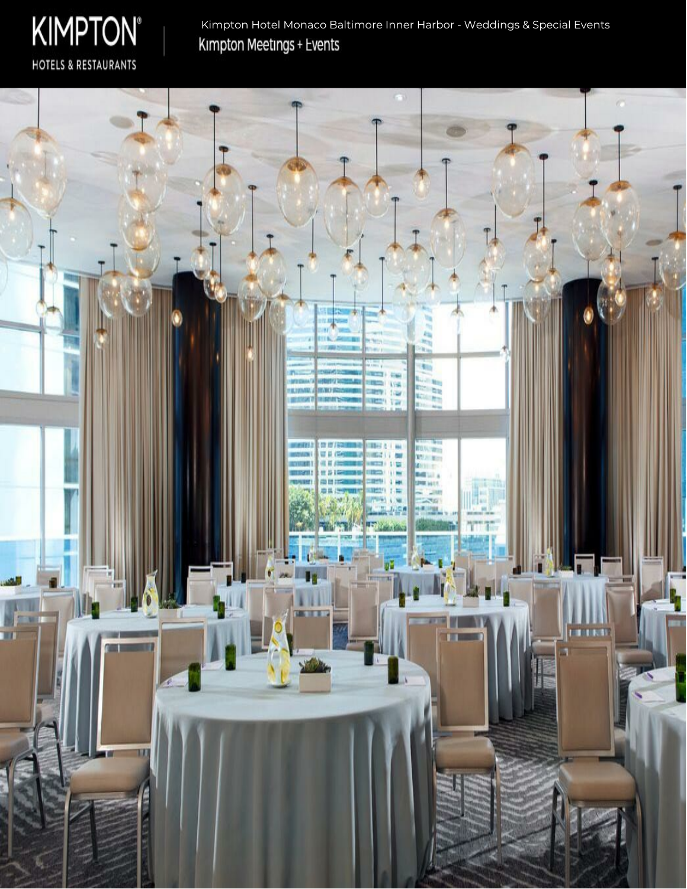KIMPTON®

HOTELS & RESTAURANTS

Kimpton Hotel Monaco Baltimore Inner Harbor - Weddings & Special Events

Kimpton Meetings + Events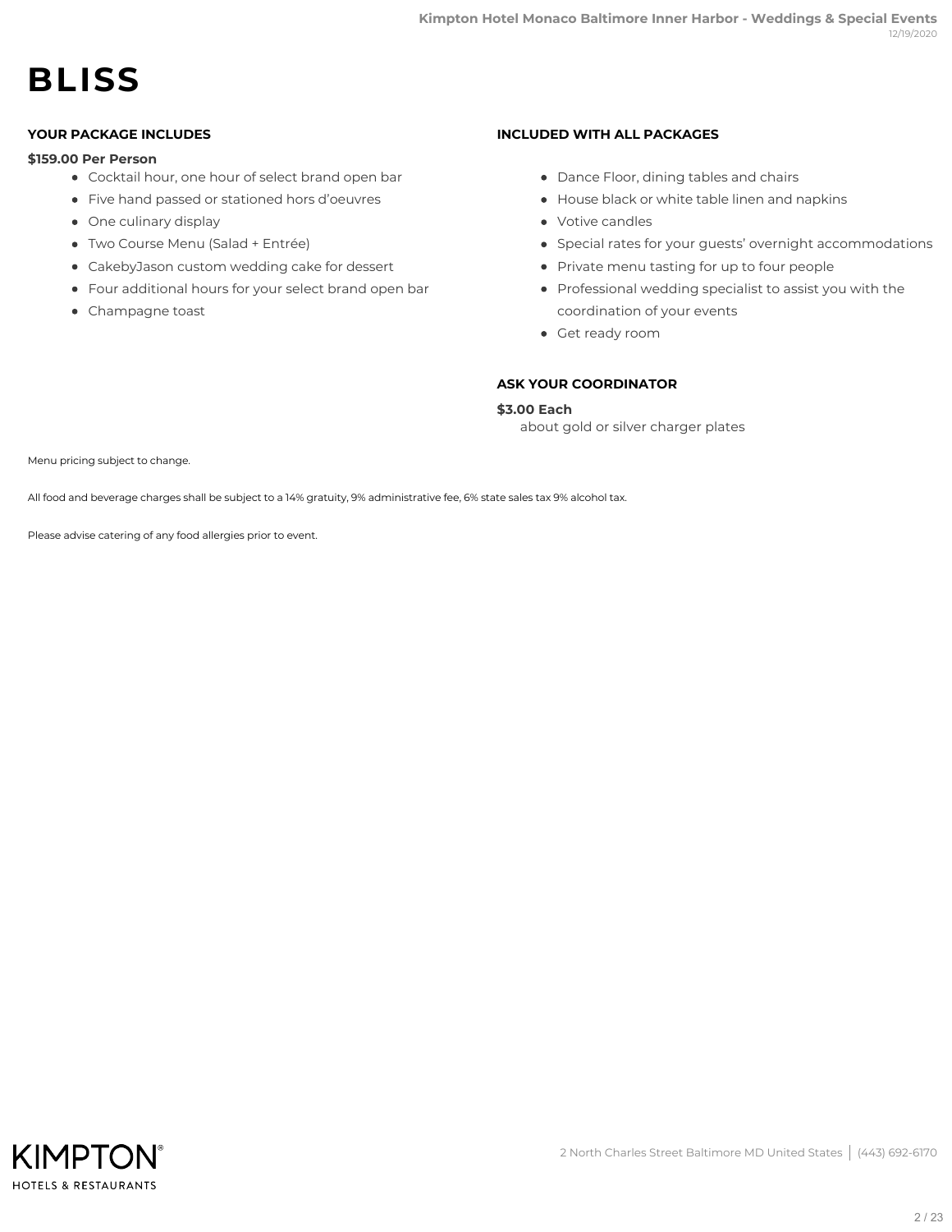# BLISS

## YOUR PACKAGE INCLUDES

**$159.00 Per Person**

- Cocktail hour, one hour of select brand open bar
- Five hand passed or stationed hors d'oeuvres
- One culinary display
- Two Course Menu (Salad + Entrée)
- CakebyJason custom wedding cake for dessert
- Four additional hours for your select brand open bar
- Champagne toast

## INCLUDED WITH ALL PACKAGES

- Dance Floor, dining tables and chairs
- House black or white table linen and napkins
- Votive candles
- Special rates for your guests' overnight accommodations
- Private menu tasting for up to four people
- Professional wedding specialist to assist you with the coordination of your events
- Get ready room

## ASK YOUR COORDINATOR

**$3.00 Each**

about gold or silver charger plates

Menu pricing subject to change.

All food and beverage charges shall be subject to a 14% gratuity, 9% administrative fee, 6% state sales tax 9% alcohol tax.

Please advise catering of any food allergies prior to event.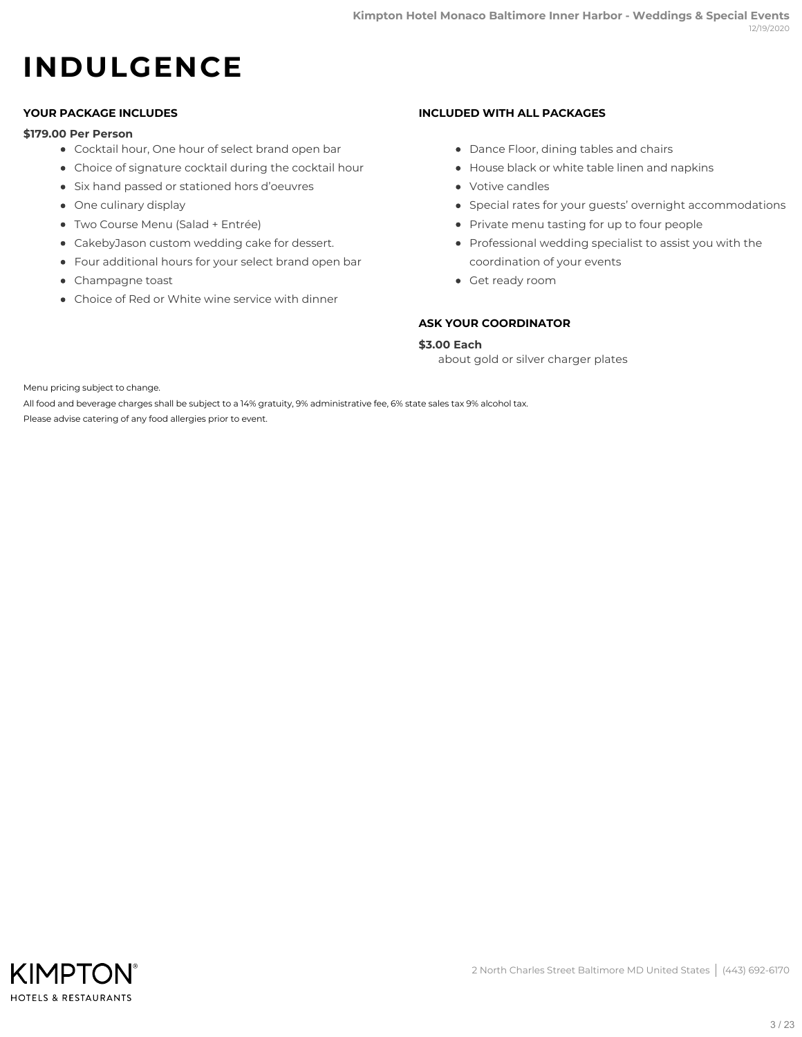# INDULGENCE

### YOUR PACKAGE INCLUDES

**$179.00 Per Person**

- Cocktail hour, One hour of select brand open bar
- Choice of signature cocktail during the cocktail hour
- Six hand passed or stationed hors d'oeuvres
- One culinary display
- Two Course Menu (Salad + Entrée)
- CakebyJason custom wedding cake for dessert.
- Four additional hours for your select brand open bar
- Champagne toast
- Choice of Red or White wine service with dinner

### INCLUDED WITH ALL PACKAGES

- Dance Floor, dining tables and chairs
- House black or white table linen and napkins
- Votive candles
- Special rates for your guests' overnight accommodations
- Private menu tasting for up to four people
- Professional wedding specialist to assist you with the coordination of your events
- Get ready room

### ASK YOUR COORDINATOR

**$3.00 Each**

about gold or silver charger plates

Menu pricing subject to change.

All food and beverage charges shall be subject to a 14% gratuity, 9% administrative fee, 6% state sales tax 9% alcohol tax.

Please advise catering of any food allergies prior to event.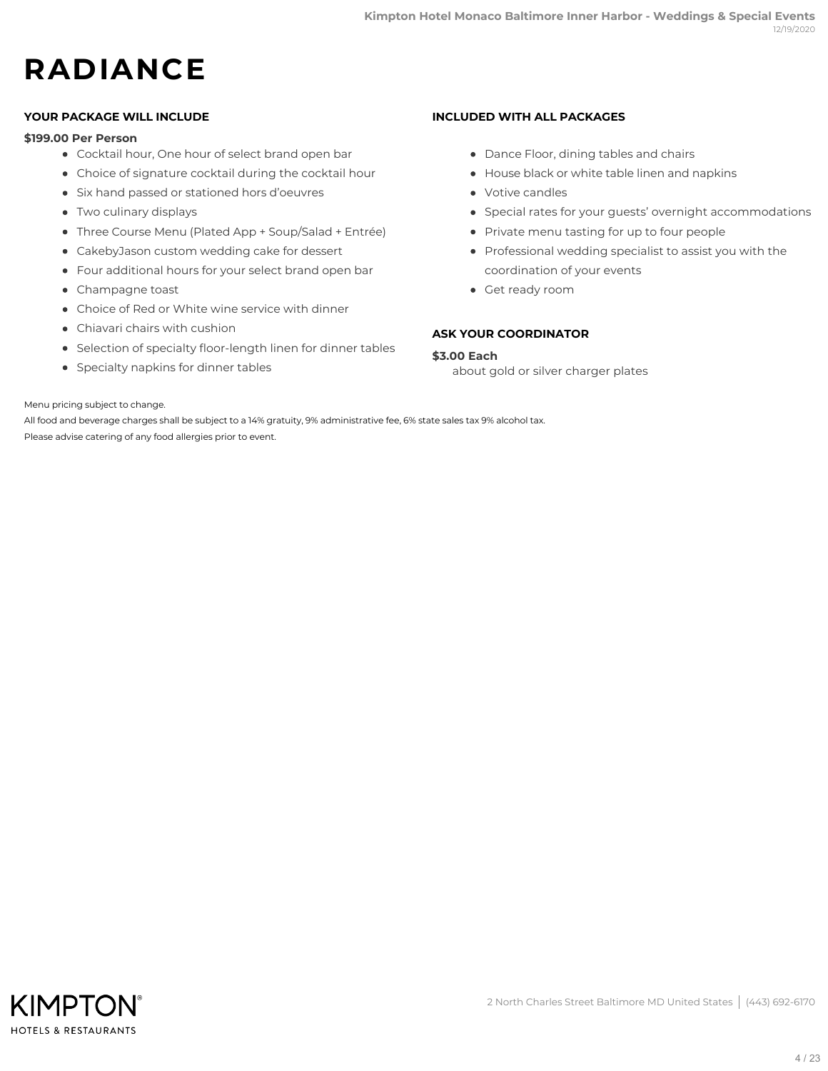# RADIANCE

### YOUR PACKAGE WILL INCLUDE

**$199.00 Per Person**

- Cocktail hour, One hour of select brand open bar
- Choice of signature cocktail during the cocktail hour
- Six hand passed or stationed hors d'oeuvres
- Two culinary displays
- Three Course Menu (Plated App + Soup/Salad + Entrée)
- CakebyJason custom wedding cake for dessert
- Four additional hours for your select brand open bar
- Champagne toast
- Choice of Red or White wine service with dinner
- Chiavari chairs with cushion
- Selection of specialty floor-length linen for dinner tables
- Specialty napkins for dinner tables

### INCLUDED WITH ALL PACKAGES

- Dance Floor, dining tables and chairs
- House black or white table linen and napkins
- Votive candles
- Special rates for your guests' overnight accommodations
- Private menu tasting for up to four people
- Professional wedding specialist to assist you with the coordination of your events
- Get ready room

### ASK YOUR COORDINATOR

**$3.00 Each**

about gold or silver charger plates

Menu pricing subject to change.

All food and beverage charges shall be subject to a 14% gratuity, 9% administrative fee, 6% state sales tax 9% alcohol tax.

Please advise catering of any food allergies prior to event.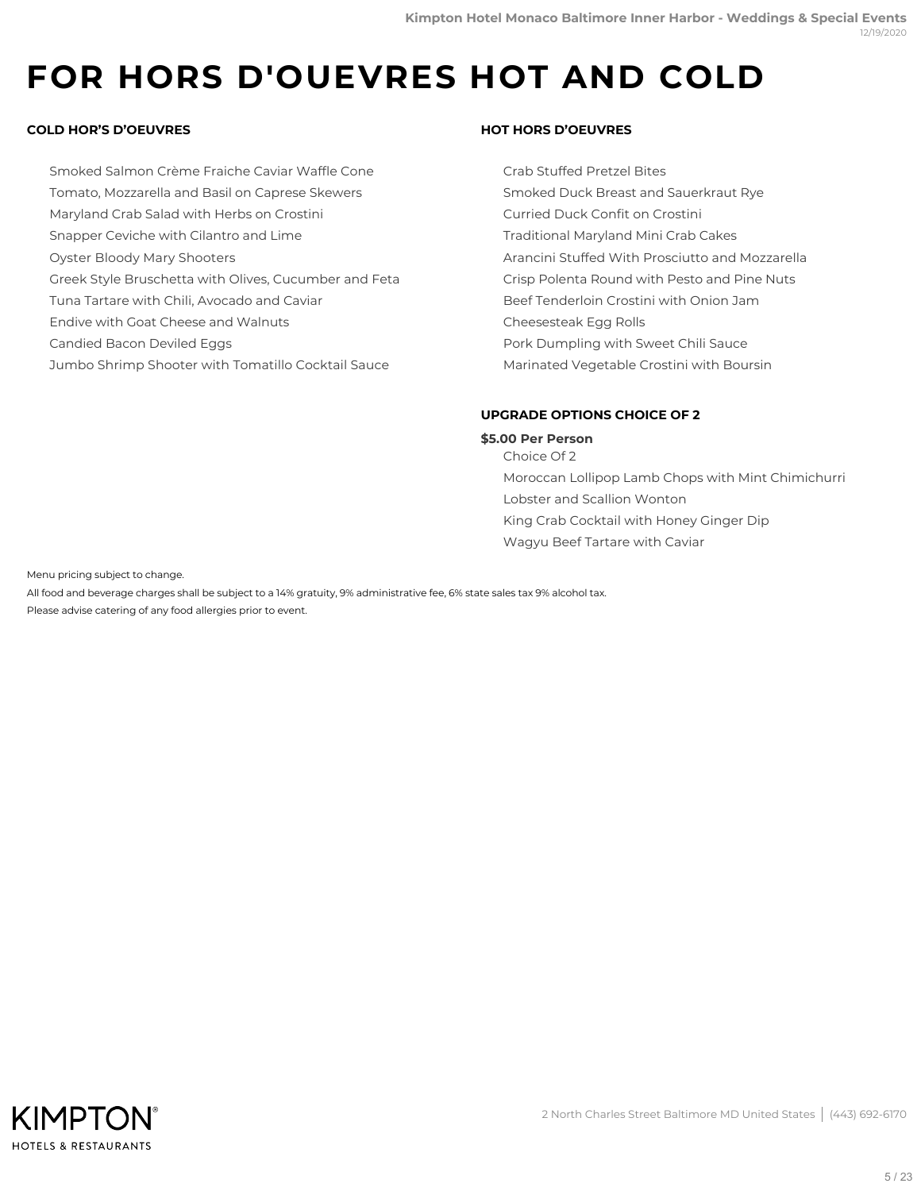# FOR HORS D'OUEVRES HOT AND COLD

### COLD HOR'S D'OEUVRES

- Smoked Salmon Crème Fraiche Caviar Waffle Cone
- Tomato, Mozzarella and Basil on Caprese Skewers
- Maryland Crab Salad with Herbs on Crostini
- Snapper Ceviche with Cilantro and Lime
- Oyster Bloody Mary Shooters
- Greek Style Bruschetta with Olives, Cucumber and Feta
- Tuna Tartare with Chili, Avocado and Caviar
- Endive with Goat Cheese and Walnuts
- Candied Bacon Deviled Eggs
- Jumbo Shrimp Shooter with Tomatillo Cocktail Sauce

### HOT HORS D'OEUVRES

- Crab Stuffed Pretzel Bites
- Smoked Duck Breast and Sauerkraut Rye
- Curried Duck Confit on Crostini
- Traditional Maryland Mini Crab Cakes
- Arancini Stuffed With Prosciutto and Mozzarella
- Crisp Polenta Round with Pesto and Pine Nuts
- Beef Tenderloin Crostini with Onion Jam
- Cheesesteak Egg Rolls
- Pork Dumpling with Sweet Chili Sauce
- Marinated Vegetable Crostini with Boursin

### UPGRADE OPTIONS CHOICE OF 2

**$5.00 Per Person**

- Choice Of 2
- Moroccan Lollipop Lamb Chops with Mint Chimichurri
- Lobster and Scallion Wonton
- King Crab Cocktail with Honey Ginger Dip
- Wagyu Beef Tartare with Caviar

Menu pricing subject to change.

All food and beverage charges shall be subject to a 14% gratuity, 9% administrative fee, 6% state sales tax 9% alcohol tax.

Please advise catering of any food allergies prior to event.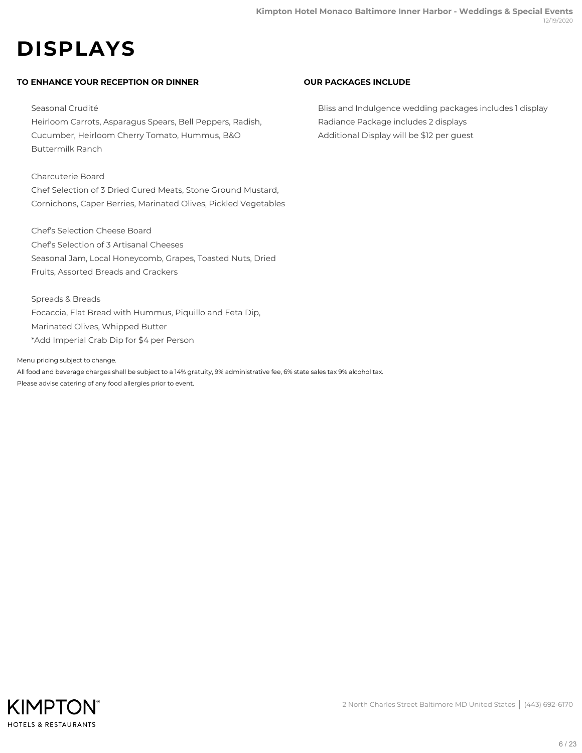# DISPLAYS

**TO ENHANCE YOUR RECEPTION OR DINNER**

Seasonal Crudité
Heirloom Carrots, Asparagus Spears, Bell Peppers, Radish, Cucumber, Heirloom Cherry Tomato, Hummus, B&O Buttermilk Ranch

Charcuterie Board
Chef Selection of 3 Dried Cured Meats, Stone Ground Mustard, Cornichons, Caper Berries, Marinated Olives, Pickled Vegetables

Chef's Selection Cheese Board
Chef's Selection of 3 Artisanal Cheeses
Seasonal Jam, Local Honeycomb, Grapes, Toasted Nuts, Dried Fruits, Assorted Breads and Crackers

Spreads & Breads
Focaccia, Flat Bread with Hummus, Piquillo and Feta Dip, Marinated Olives, Whipped Butter
*Add Imperial Crab Dip for $4 per Person

**OUR PACKAGES INCLUDE**

Bliss and Indulgence wedding packages includes 1 display
Radiance Package includes 2 displays
Additional Display will be $12 per guest

Menu pricing subject to change.
All food and beverage charges shall be subject to a 14% gratuity, 9% administrative fee, 6% state sales tax 9% alcohol tax.
Please advise catering of any food allergies prior to event.

2 North Charles Street Baltimore MD United States | (443) 692-6170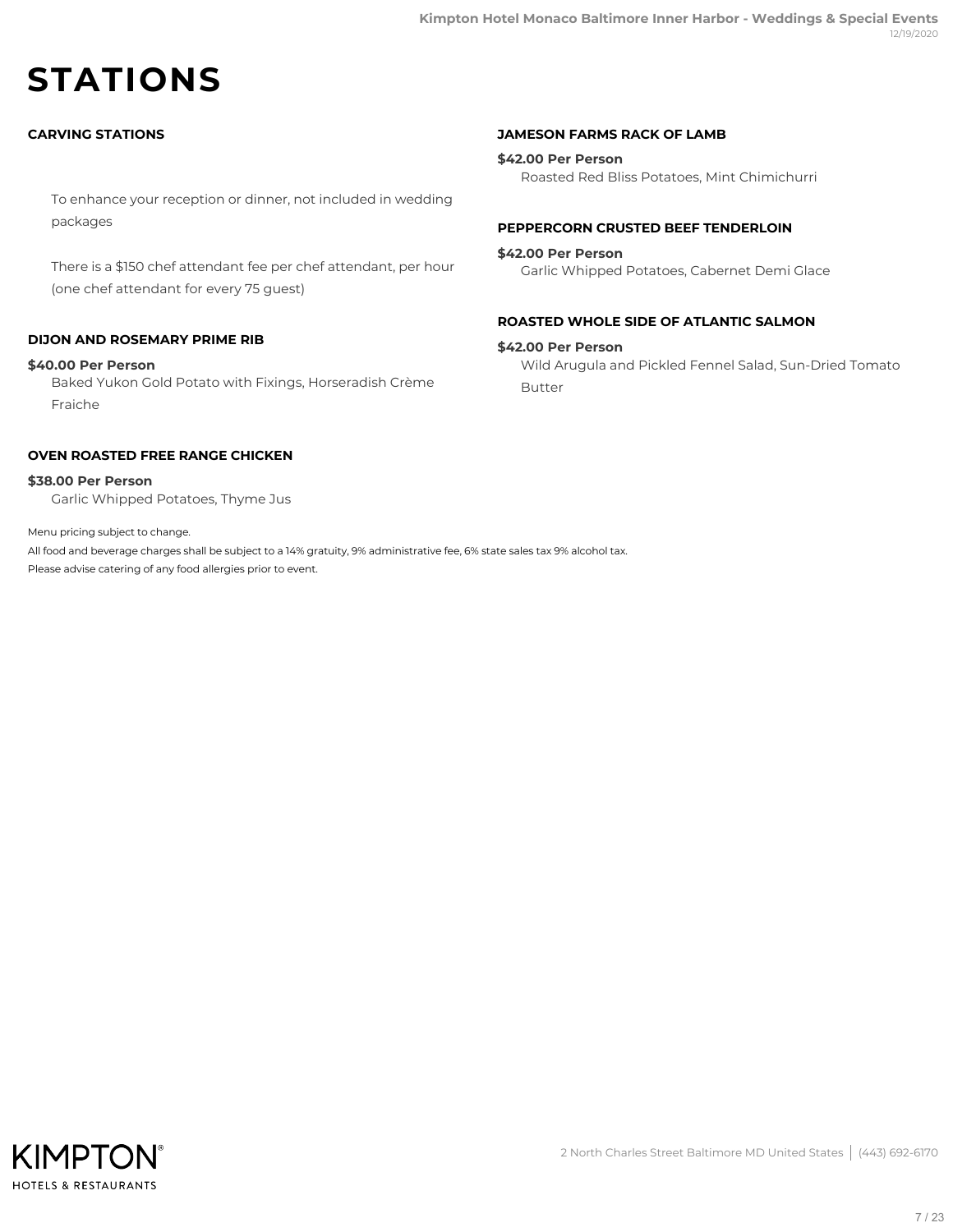# STATIONS

## CARVING STATIONS

To enhance your reception or dinner, not included in wedding packages

There is a $150 chef attendant fee per chef attendant, per hour (one chef attendant for every 75 guest)

### DIJON AND ROSEMARY PRIME RIB

**$40.00 Per Person**

Baked Yukon Gold Potato with Fixings, Horseradish Crème Fraiche

### OVEN ROASTED FREE RANGE CHICKEN

**$38.00 Per Person**

Garlic Whipped Potatoes, Thyme Jus

### JAMESON FARMS RACK OF LAMB

**$42.00 Per Person**

Roasted Red Bliss Potatoes, Mint Chimichurri

### PEPPERCORN CRUSTED BEEF TENDERLOIN

**$42.00 Per Person**

Garlic Whipped Potatoes, Cabernet Demi Glace

### ROASTED WHOLE SIDE OF ATLANTIC SALMON

**$42.00 Per Person**

Wild Arugula and Pickled Fennel Salad, Sun-Dried Tomato Butter

Menu pricing subject to change.

All food and beverage charges shall be subject to a 14% gratuity, 9% administrative fee, 6% state sales tax 9% alcohol tax.

Please advise catering of any food allergies prior to event.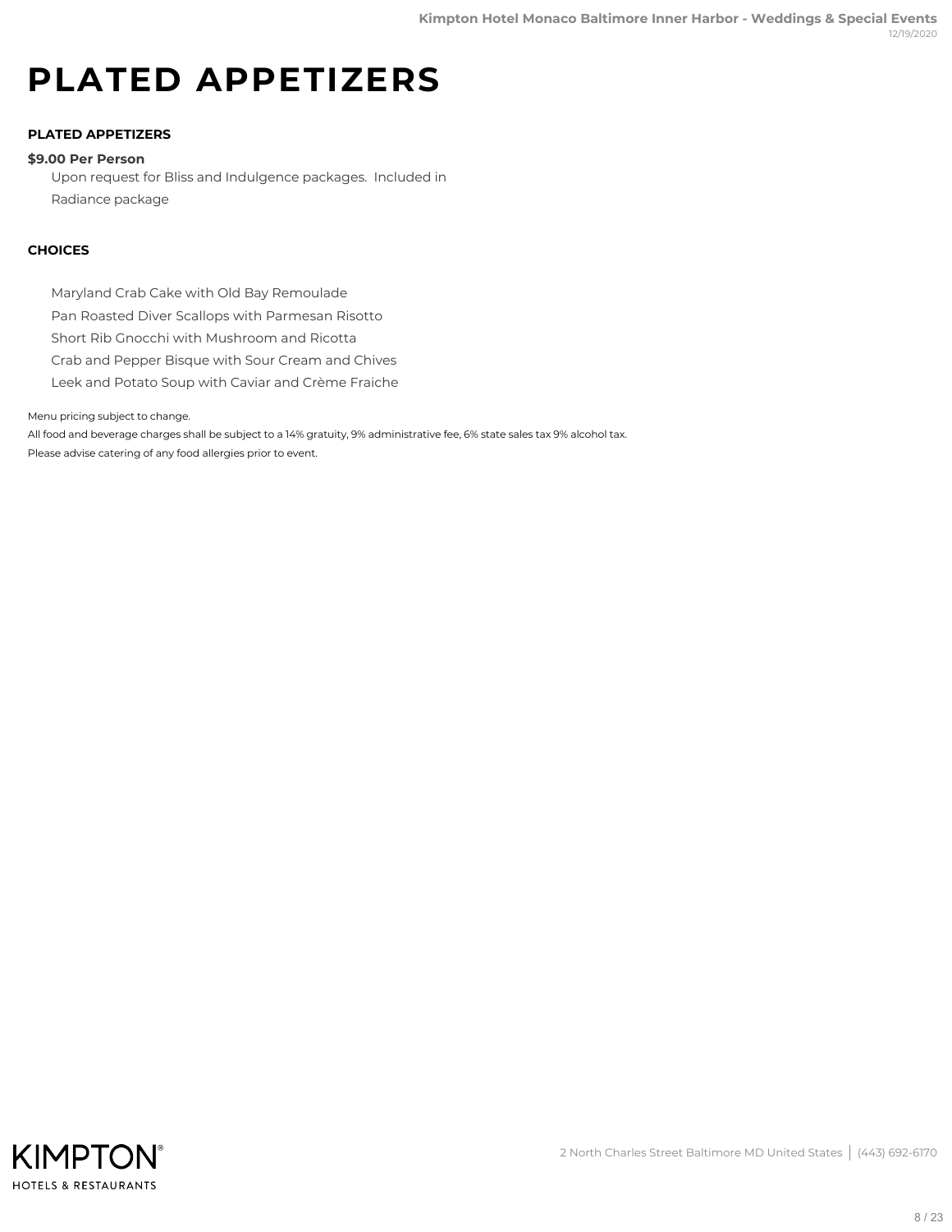# PLATED APPETIZERS

### PLATED APPETIZERS

**$9.00 Per Person**

Upon request for Bliss and Indulgence packages. Included in Radiance package

### CHOICES

- Maryland Crab Cake with Old Bay Remoulade
- Pan Roasted Diver Scallops with Parmesan Risotto
- Short Rib Gnocchi with Mushroom and Ricotta
- Crab and Pepper Bisque with Sour Cream and Chives
- Leek and Potato Soup with Caviar and Crème Fraiche

Menu pricing subject to change.

All food and beverage charges shall be subject to a 14% gratuity, 9% administrative fee, 6% state sales tax 9% alcohol tax.

Please advise catering of any food allergies prior to event.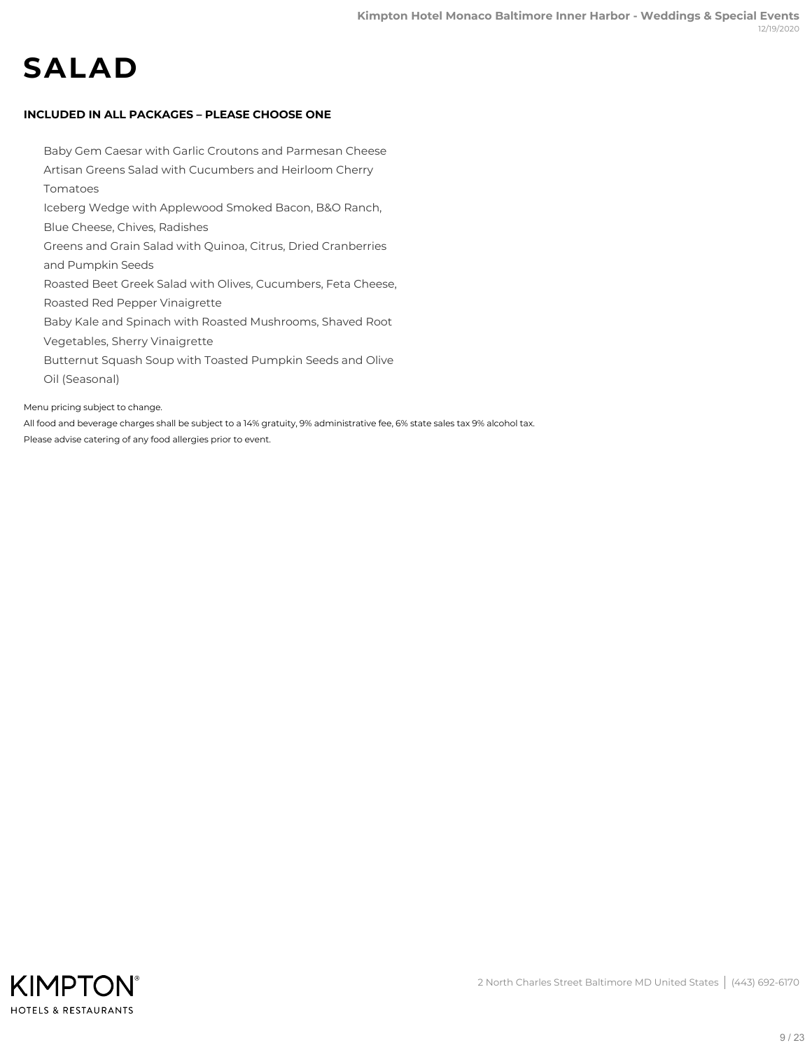# SALAD

**INCLUDED IN ALL PACKAGES – PLEASE CHOOSE ONE**

- Baby Gem Caesar with Garlic Croutons and Parmesan Cheese
- Artisan Greens Salad with Cucumbers and Heirloom Cherry Tomatoes
- Iceberg Wedge with Applewood Smoked Bacon, B&O Ranch, Blue Cheese, Chives, Radishes
- Greens and Grain Salad with Quinoa, Citrus, Dried Cranberries and Pumpkin Seeds
- Roasted Beet Greek Salad with Olives, Cucumbers, Feta Cheese, Roasted Red Pepper Vinaigrette
- Baby Kale and Spinach with Roasted Mushrooms, Shaved Root Vegetables, Sherry Vinaigrette
- Butternut Squash Soup with Toasted Pumpkin Seeds and Olive Oil (Seasonal)

Menu pricing subject to change.

All food and beverage charges shall be subject to a 14% gratuity, 9% administrative fee, 6% state sales tax 9% alcohol tax.

Please advise catering of any food allergies prior to event.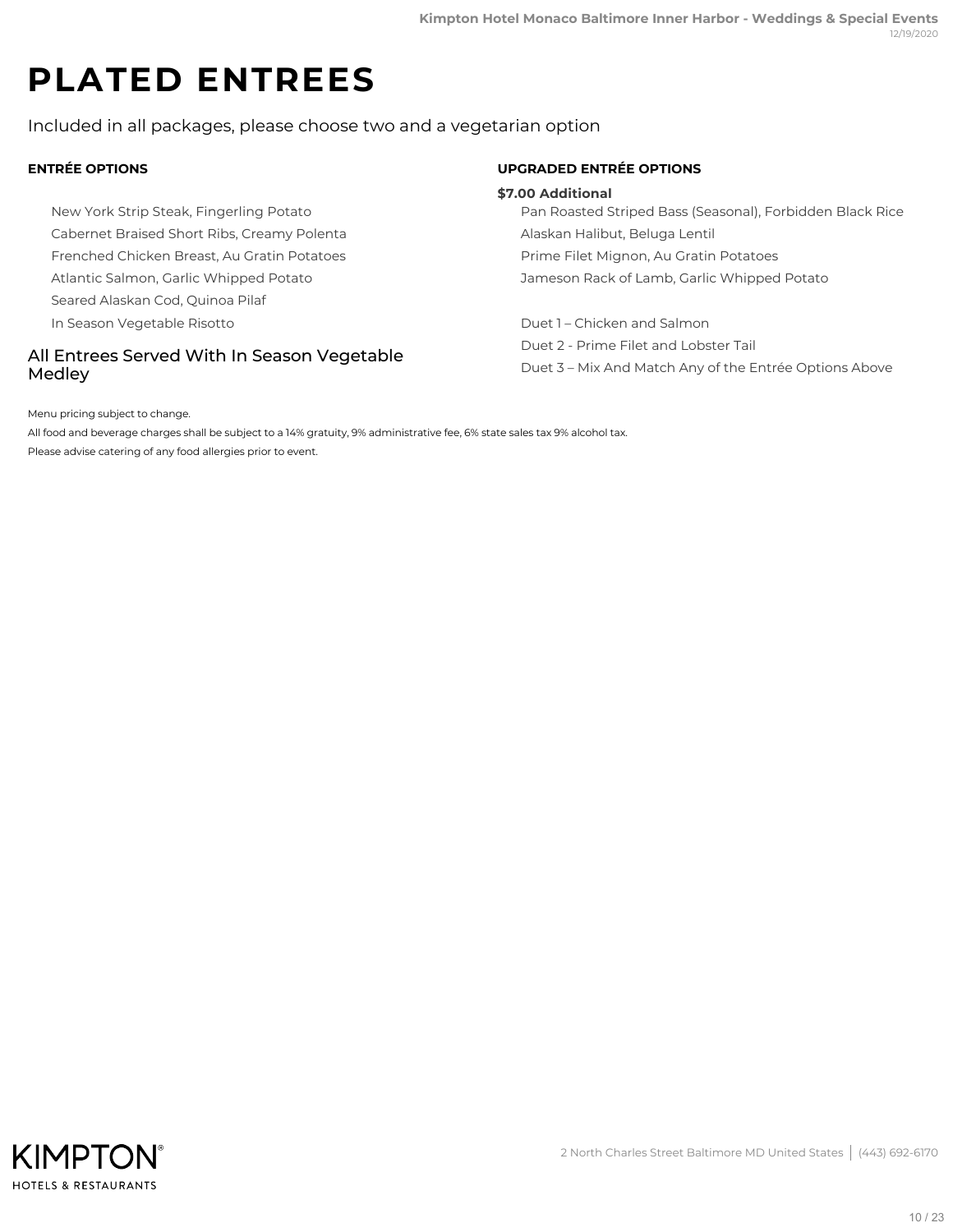# PLATED ENTREES

Included in all packages, please choose two and a vegetarian option

### ENTRÉE OPTIONS

- New York Strip Steak, Fingerling Potato
- Cabernet Braised Short Ribs, Creamy Polenta
- Frenched Chicken Breast, Au Gratin Potatoes
- Atlantic Salmon, Garlic Whipped Potato
- Seared Alaskan Cod, Quinoa Pilaf
- In Season Vegetable Risotto

## All Entrees Served With In Season Vegetable Medley

### UPGRADED ENTRÉE OPTIONS

**$7.00 Additional**

- Pan Roasted Striped Bass (Seasonal), Forbidden Black Rice
- Alaskan Halibut, Beluga Lentil
- Prime Filet Mignon, Au Gratin Potatoes
- Jameson Rack of Lamb, Garlic Whipped Potato

- Duet 1 – Chicken and Salmon
- Duet 2 - Prime Filet and Lobster Tail
- Duet 3 – Mix And Match Any of the Entrée Options Above

Menu pricing subject to change.

All food and beverage charges shall be subject to a 14% gratuity, 9% administrative fee, 6% state sales tax 9% alcohol tax.

Please advise catering of any food allergies prior to event.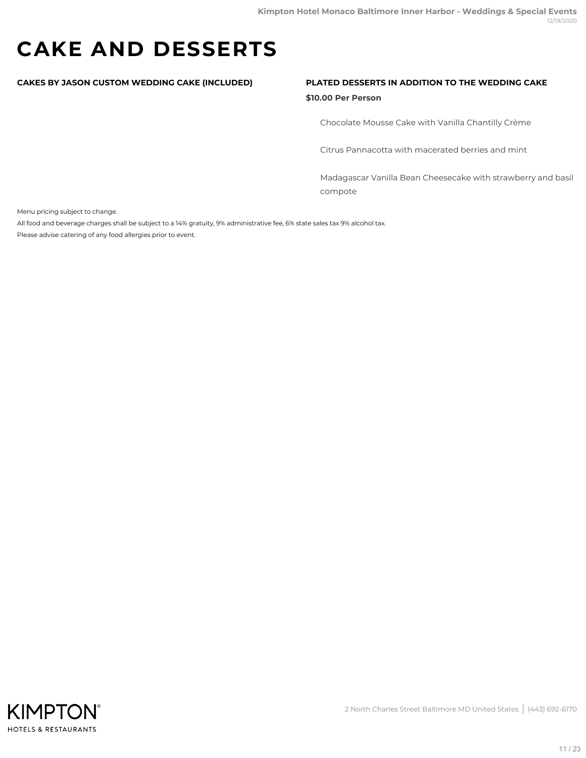# CAKE AND DESSERTS

**CAKES BY JASON CUSTOM WEDDING CAKE (INCLUDED)**

**PLATED DESSERTS IN ADDITION TO THE WEDDING CAKE**

**$10.00 Per Person**

Chocolate Mousse Cake with Vanilla Chantilly Crème

Citrus Pannacotta with macerated berries and mint

Madagascar Vanilla Bean Cheesecake with strawberry and basil compote

Menu pricing subject to change.

All food and beverage charges shall be subject to a 14% gratuity, 9% administrative fee, 6% state sales tax 9% alcohol tax.

Please advise catering of any food allergies prior to event.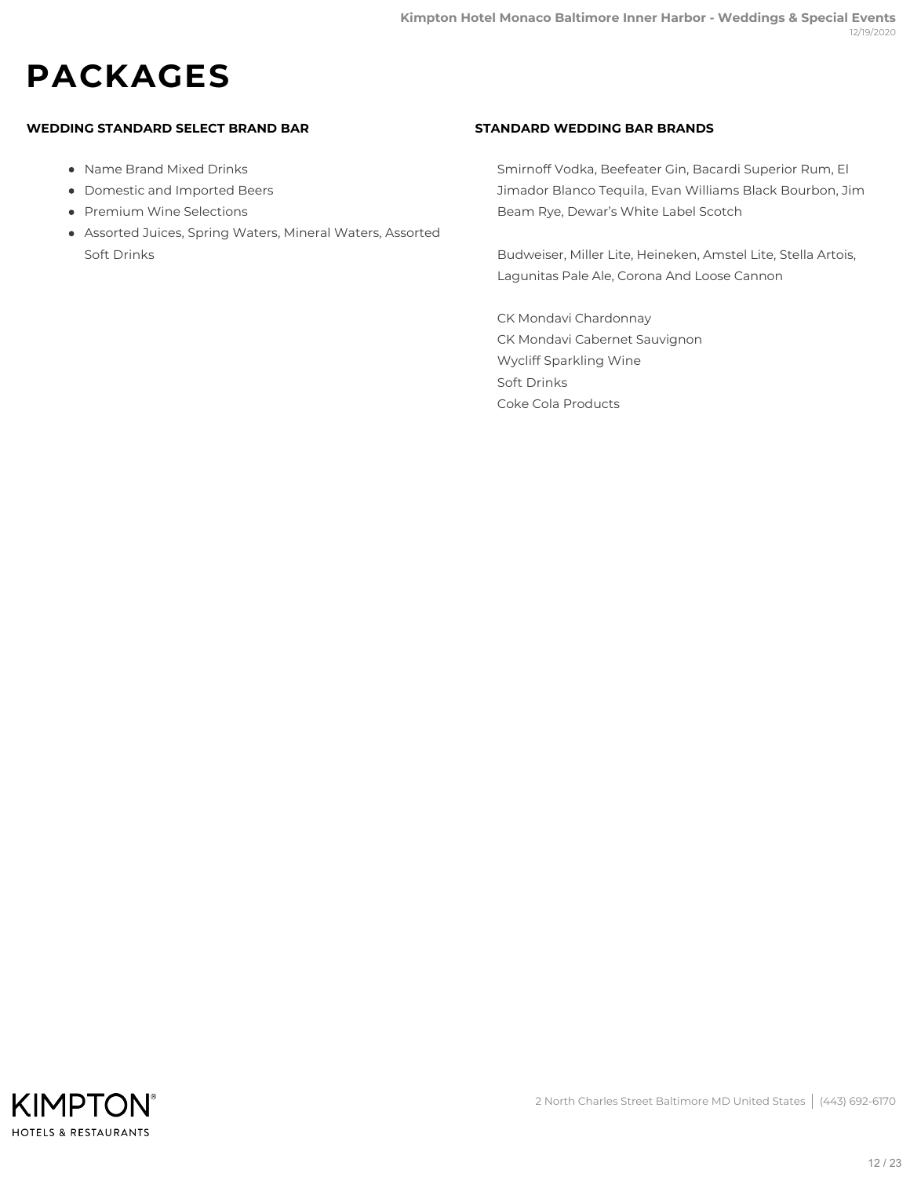# PACKAGES

### WEDDING STANDARD SELECT BRAND BAR

- Name Brand Mixed Drinks
- Domestic and Imported Beers
- Premium Wine Selections
- Assorted Juices, Spring Waters, Mineral Waters, Assorted Soft Drinks

### STANDARD WEDDING BAR BRANDS

Smirnoff Vodka, Beefeater Gin, Bacardi Superior Rum, El Jimador Blanco Tequila, Evan Williams Black Bourbon, Jim Beam Rye, Dewar's White Label Scotch

Budweiser, Miller Lite, Heineken, Amstel Lite, Stella Artois, Lagunitas Pale Ale, Corona And Loose Cannon

CK Mondavi Chardonnay
CK Mondavi Cabernet Sauvignon
Wycliff Sparkling Wine
Soft Drinks
Coke Cola Products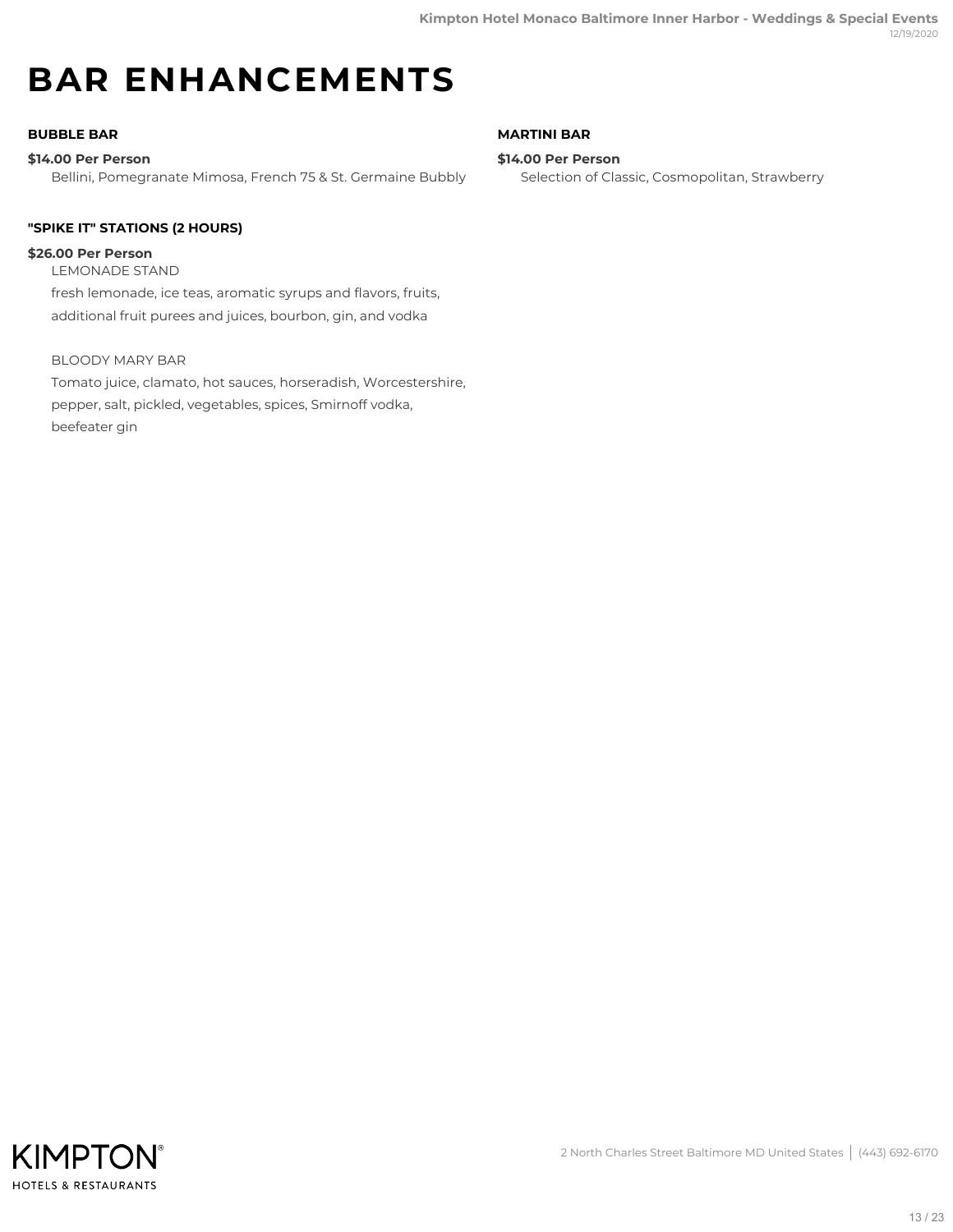# BAR ENHANCEMENTS

### BUBBLE BAR

**$14.00 Per Person**

Bellini, Pomegranate Mimosa, French 75 & St. Germaine Bubbly

### "SPIKE IT" STATIONS (2 HOURS)

**$26.00 Per Person**

LEMONADE STAND

fresh lemonade, ice teas, aromatic syrups and flavors, fruits, additional fruit purees and juices, bourbon, gin, and vodka

BLOODY MARY BAR

Tomato juice, clamato, hot sauces, horseradish, Worcestershire, pepper, salt, pickled, vegetables, spices, Smirnoff vodka, beefeater gin

### MARTINI BAR

**$14.00 Per Person**

Selection of Classic, Cosmopolitan, Strawberry

2 North Charles Street Baltimore MD United States | (443) 692-6170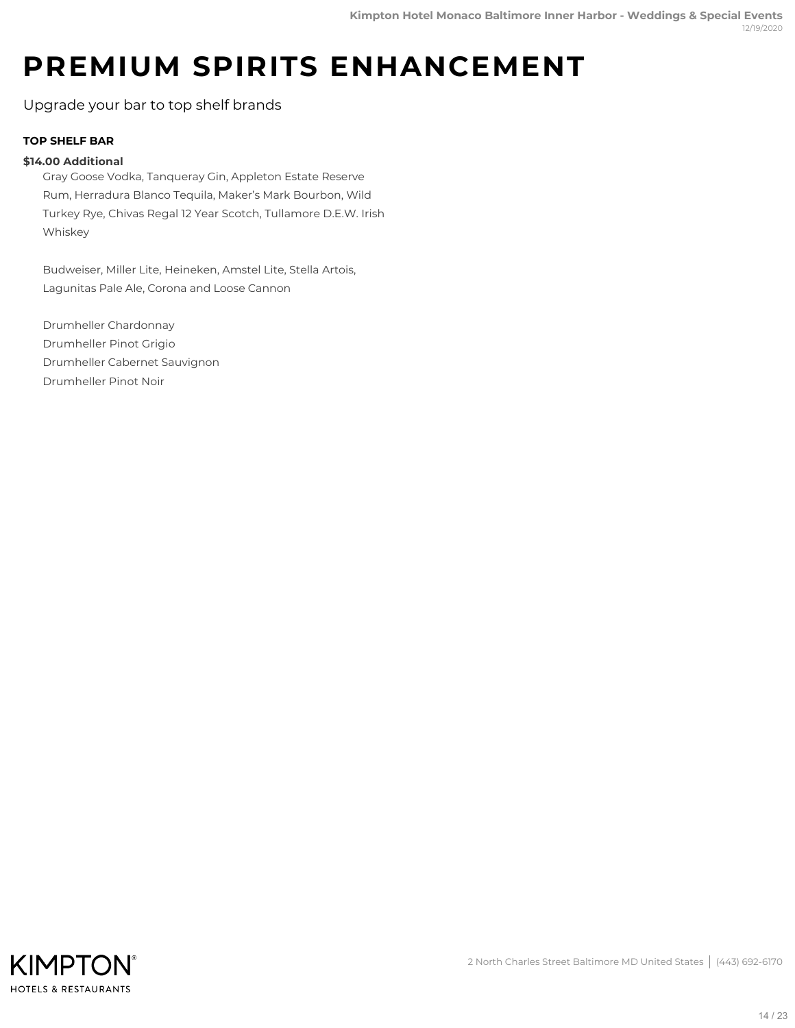# PREMIUM SPIRITS ENHANCEMENT

Upgrade your bar to top shelf brands

**TOP SHELF BAR**

**$14.00 Additional**

Gray Goose Vodka, Tanqueray Gin, Appleton Estate Reserve Rum, Herradura Blanco Tequila, Maker's Mark Bourbon, Wild Turkey Rye, Chivas Regal 12 Year Scotch, Tullamore D.E.W. Irish Whiskey

Budweiser, Miller Lite, Heineken, Amstel Lite, Stella Artois, Lagunitas Pale Ale, Corona and Loose Cannon

Drumheller Chardonnay
Drumheller Pinot Grigio
Drumheller Cabernet Sauvignon
Drumheller Pinot Noir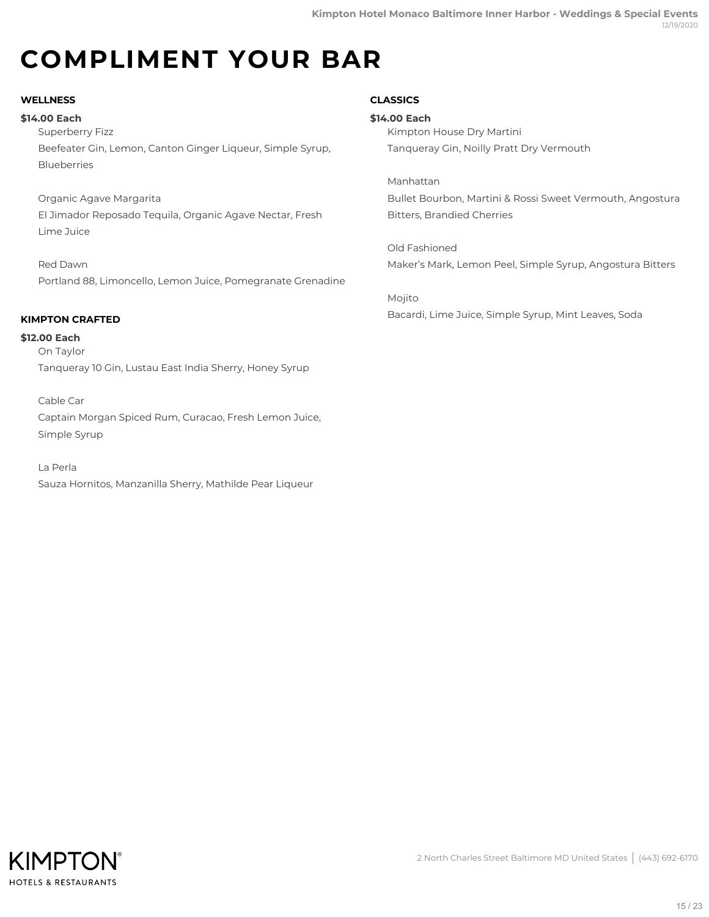# COMPLIMENT YOUR BAR

## WELLNESS

**$14.00 Each**

Superberry Fizz
Beefeater Gin, Lemon, Canton Ginger Liqueur, Simple Syrup, Blueberries

Organic Agave Margarita
El Jimador Reposado Tequila, Organic Agave Nectar, Fresh Lime Juice

Red Dawn
Portland 88, Limoncello, Lemon Juice, Pomegranate Grenadine

## KIMPTON CRAFTED

**$12.00 Each**

On Taylor
Tanqueray 10 Gin, Lustau East India Sherry, Honey Syrup

Cable Car
Captain Morgan Spiced Rum, Curacao, Fresh Lemon Juice, Simple Syrup

La Perla
Sauza Hornitos, Manzanilla Sherry, Mathilde Pear Liqueur

## CLASSICS

**$14.00 Each**

Kimpton House Dry Martini
Tanqueray Gin, Noilly Pratt Dry Vermouth

Manhattan
Bullet Bourbon, Martini & Rossi Sweet Vermouth, Angostura Bitters, Brandied Cherries

Old Fashioned
Maker's Mark, Lemon Peel, Simple Syrup, Angostura Bitters

Mojito
Bacardi, Lime Juice, Simple Syrup, Mint Leaves, Soda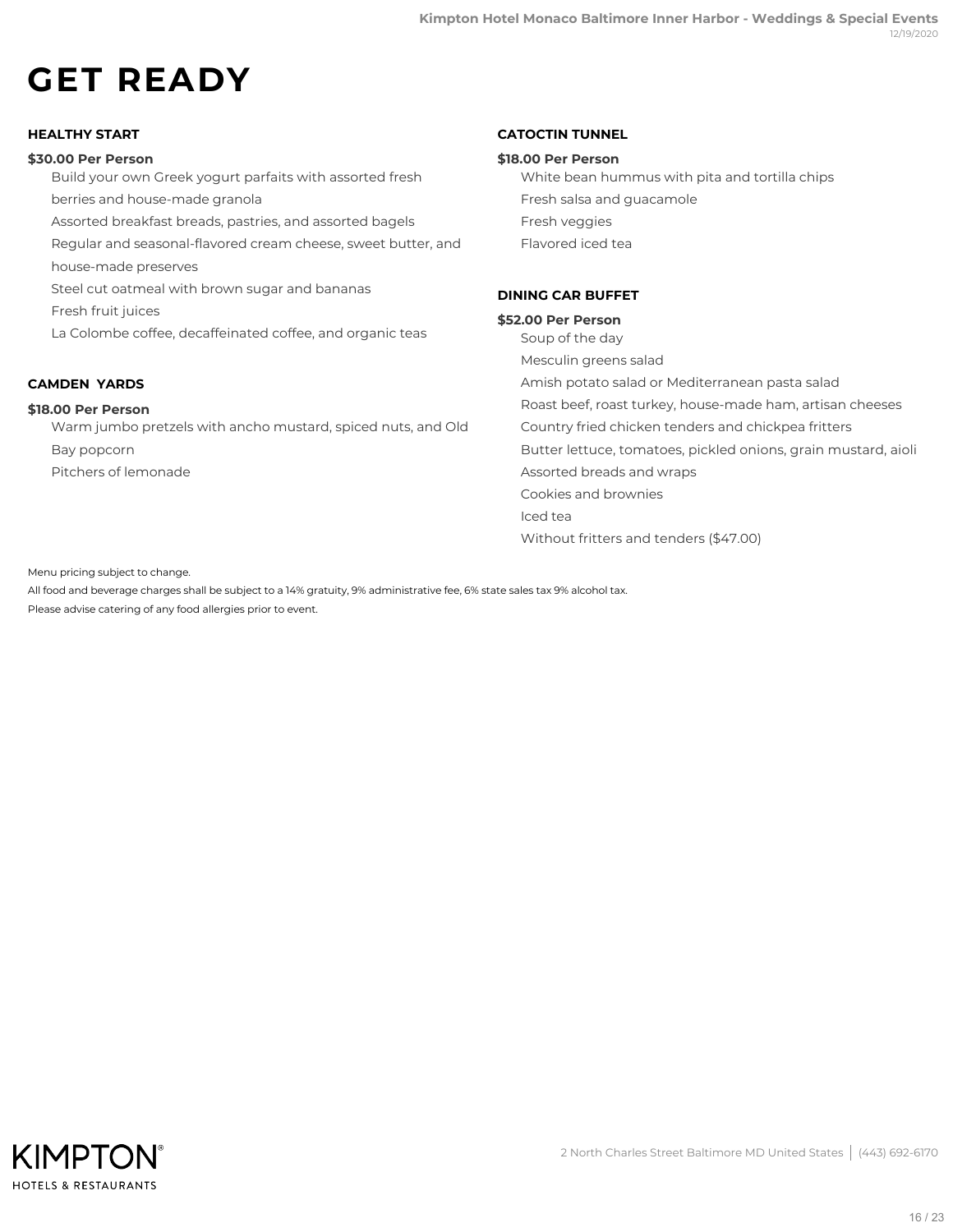# GET READY

### HEALTHY START

**$30.00 Per Person**

- Build your own Greek yogurt parfaits with assorted fresh berries and house-made granola
- Assorted breakfast breads, pastries, and assorted bagels
- Regular and seasonal-flavored cream cheese, sweet butter, and house-made preserves
- Steel cut oatmeal with brown sugar and bananas
- Fresh fruit juices
- La Colombe coffee, decaffeinated coffee, and organic teas

### CAMDEN YARDS

**$18.00 Per Person**

- Warm jumbo pretzels with ancho mustard, spiced nuts, and Old Bay popcorn
- Pitchers of lemonade

### CATOCTIN TUNNEL

**$18.00 Per Person**

- White bean hummus with pita and tortilla chips
- Fresh salsa and guacamole
- Fresh veggies
- Flavored iced tea

### DINING CAR BUFFET

**$52.00 Per Person**

- Soup of the day
- Mesculin greens salad
- Amish potato salad or Mediterranean pasta salad
- Roast beef, roast turkey, house-made ham, artisan cheeses
- Country fried chicken tenders and chickpea fritters
- Butter lettuce, tomatoes, pickled onions, grain mustard, aioli
- Assorted breads and wraps
- Cookies and brownies
- Iced tea
- Without fritters and tenders ($47.00)

Menu pricing subject to change.

All food and beverage charges shall be subject to a 14% gratuity, 9% administrative fee, 6% state sales tax 9% alcohol tax.

Please advise catering of any food allergies prior to event.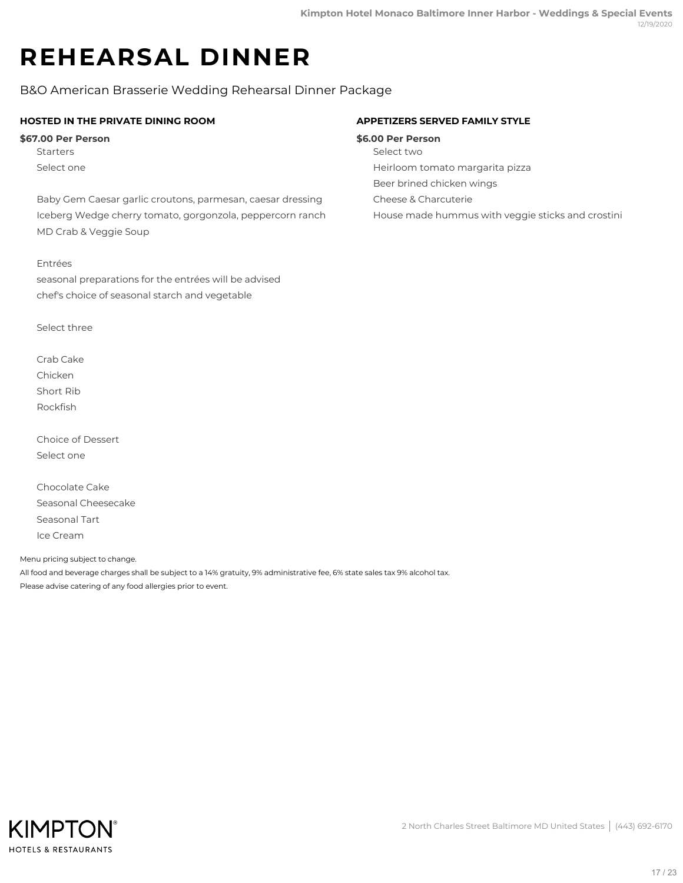# REHEARSAL DINNER

B&O American Brasserie Wedding Rehearsal Dinner Package

### HOSTED IN THE PRIVATE DINING ROOM

**$67.00 Per Person**

Starters

Select one

Baby Gem Caesar garlic croutons, parmesan, caesar dressing
Iceberg Wedge cherry tomato, gorgonzola, peppercorn ranch
MD Crab & Veggie Soup

Entrées

seasonal preparations for the entrées will be advised
chef's choice of seasonal starch and vegetable

Select three

Crab Cake
Chicken
Short Rib
Rockfish

Choice of Dessert

Select one

Chocolate Cake
Seasonal Cheesecake
Seasonal Tart
Ice Cream

### APPETIZERS SERVED FAMILY STYLE

**$6.00 Per Person**

Select two

Heirloom tomato margarita pizza
Beer brined chicken wings
Cheese & Charcuterie
House made hummus with veggie sticks and crostini

Menu pricing subject to change.

All food and beverage charges shall be subject to a 14% gratuity, 9% administrative fee, 6% state sales tax 9% alcohol tax.

Please advise catering of any food allergies prior to event.

2 North Charles Street Baltimore MD United States | (443) 692-6170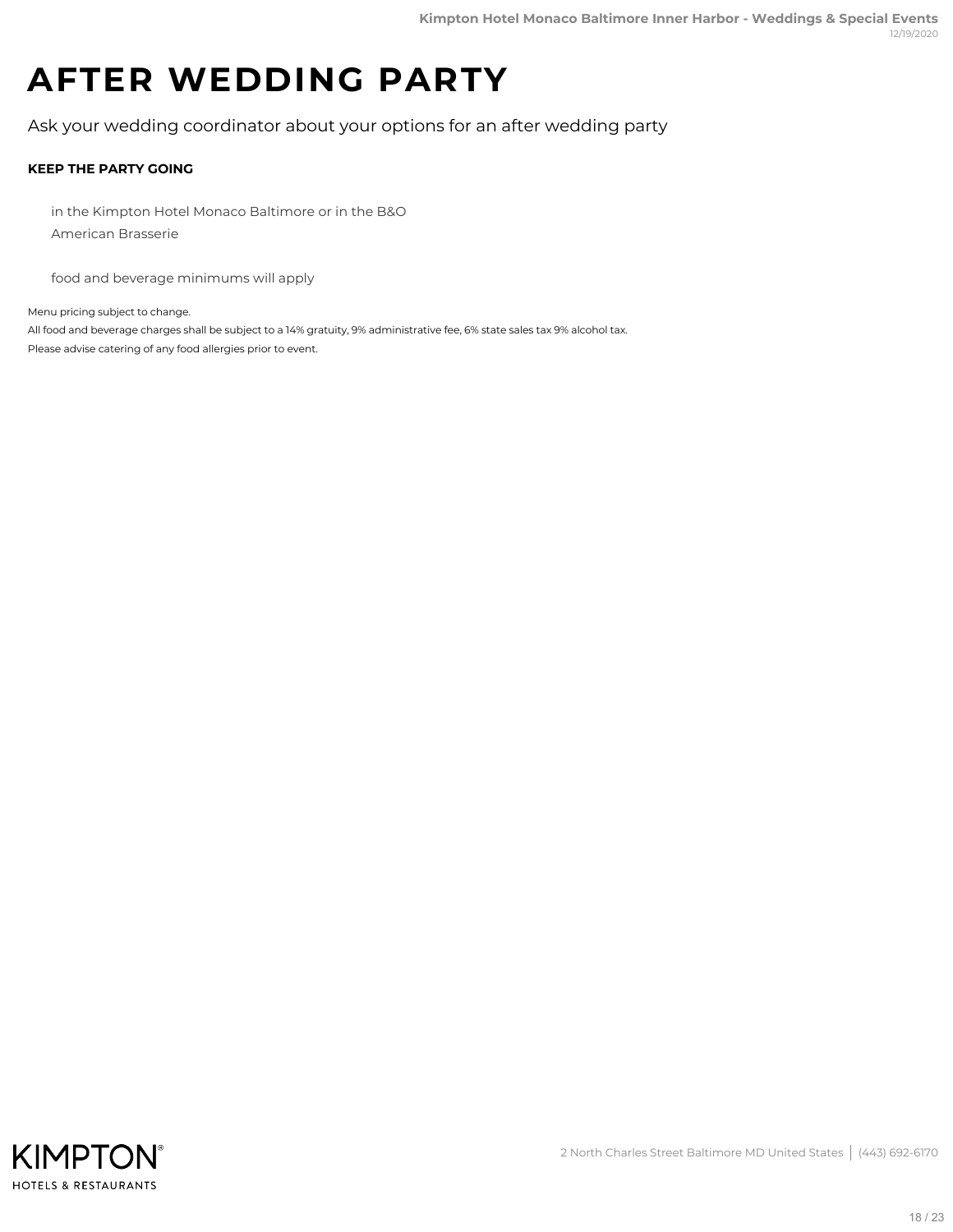# AFTER WEDDING PARTY

Ask your wedding coordinator about your options for an after wedding party

**KEEP THE PARTY GOING**

in the Kimpton Hotel Monaco Baltimore or in the B&O American Brasserie

food and beverage minimums will apply

Menu pricing subject to change.

All food and beverage charges shall be subject to a 14% gratuity, 9% administrative fee, 6% state sales tax 9% alcohol tax.

Please advise catering of any food allergies prior to event.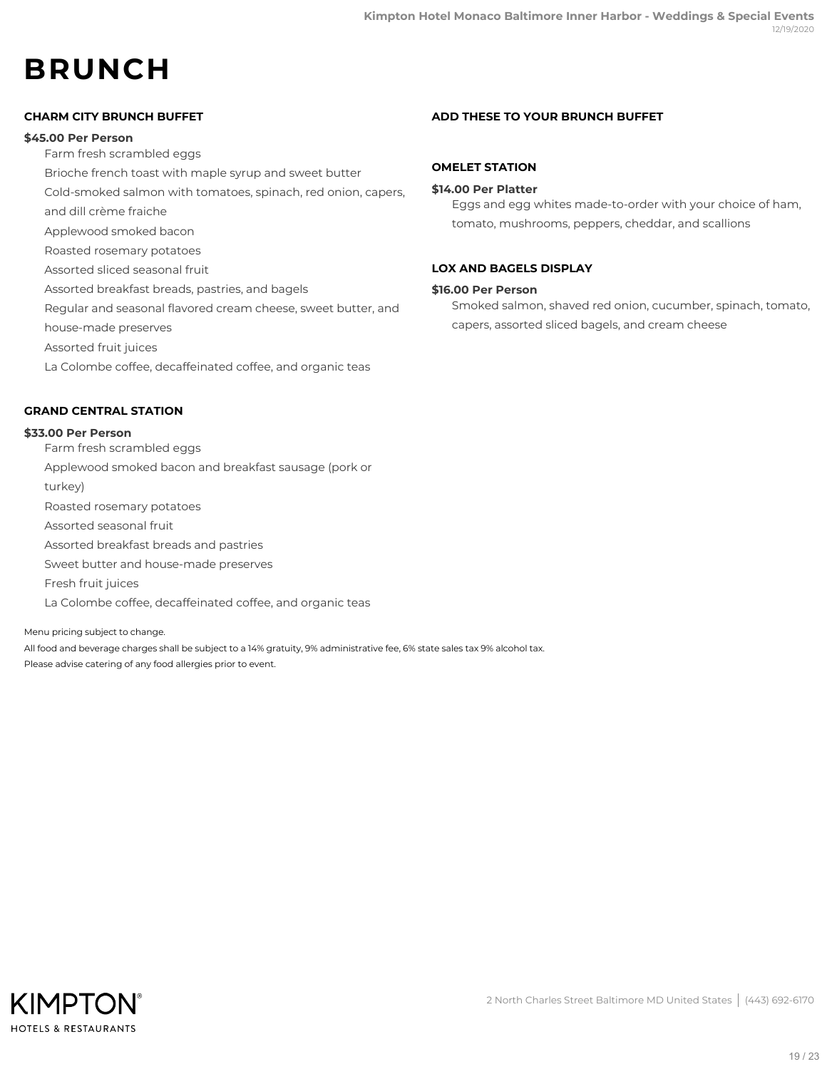# BRUNCH

### CHARM CITY BRUNCH BUFFET

**$45.00 Per Person**

- Farm fresh scrambled eggs
- Brioche french toast with maple syrup and sweet butter
- Cold-smoked salmon with tomatoes, spinach, red onion, capers, and dill crème fraiche
- Applewood smoked bacon
- Roasted rosemary potatoes
- Assorted sliced seasonal fruit
- Assorted breakfast breads, pastries, and bagels
- Regular and seasonal flavored cream cheese, sweet butter, and house-made preserves
- Assorted fruit juices
- La Colombe coffee, decaffeinated coffee, and organic teas

### GRAND CENTRAL STATION

**$33.00 Per Person**

- Farm fresh scrambled eggs
- Applewood smoked bacon and breakfast sausage (pork or turkey)
- Roasted rosemary potatoes
- Assorted seasonal fruit
- Assorted breakfast breads and pastries
- Sweet butter and house-made preserves
- Fresh fruit juices
- La Colombe coffee, decaffeinated coffee, and organic teas

Menu pricing subject to change.

All food and beverage charges shall be subject to a 14% gratuity, 9% administrative fee, 6% state sales tax 9% alcohol tax.

Please advise catering of any food allergies prior to event.

### ADD THESE TO YOUR BRUNCH BUFFET

### OMELET STATION

**$14.00 Per Platter**

Eggs and egg whites made-to-order with your choice of ham, tomato, mushrooms, peppers, cheddar, and scallions

### LOX AND BAGELS DISPLAY

**$16.00 Per Person**

Smoked salmon, shaved red onion, cucumber, spinach, tomato, capers, assorted sliced bagels, and cream cheese

2 North Charles Street Baltimore MD United States | (443) 692-6170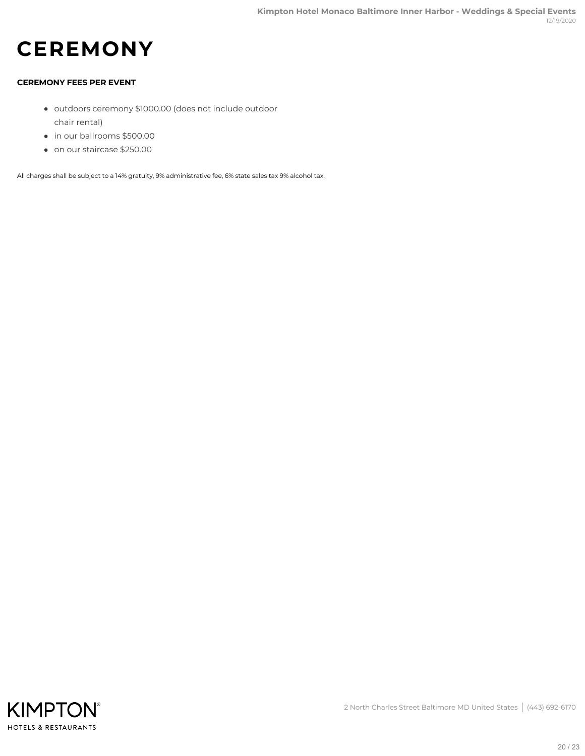# CEREMONY

**CEREMONY FEES PER EVENT**

- outdoors ceremony $1000.00 (does not include outdoor chair rental)
- in our ballrooms $500.00
- on our staircase $250.00

All charges shall be subject to a 14% gratuity, 9% administrative fee, 6% state sales tax 9% alcohol tax.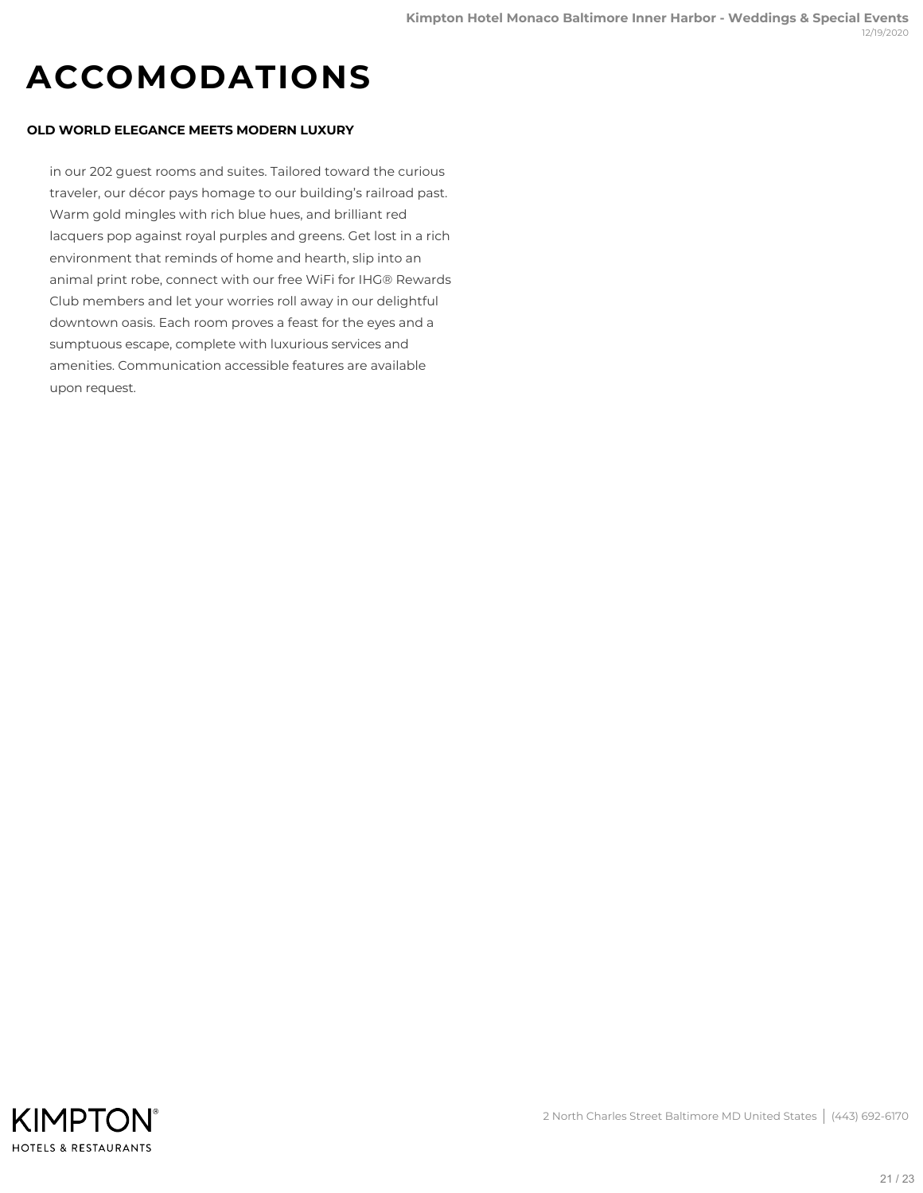# ACCOMODATIONS

**OLD WORLD ELEGANCE MEETS MODERN LUXURY**

in our 202 guest rooms and suites. Tailored toward the curious traveler, our décor pays homage to our building's railroad past. Warm gold mingles with rich blue hues, and brilliant red lacquers pop against royal purples and greens. Get lost in a rich environment that reminds of home and hearth, slip into an animal print robe, connect with our free WiFi for IHG® Rewards Club members and let your worries roll away in our delightful downtown oasis. Each room proves a feast for the eyes and a sumptuous escape, complete with luxurious services and amenities. Communication accessible features are available upon request.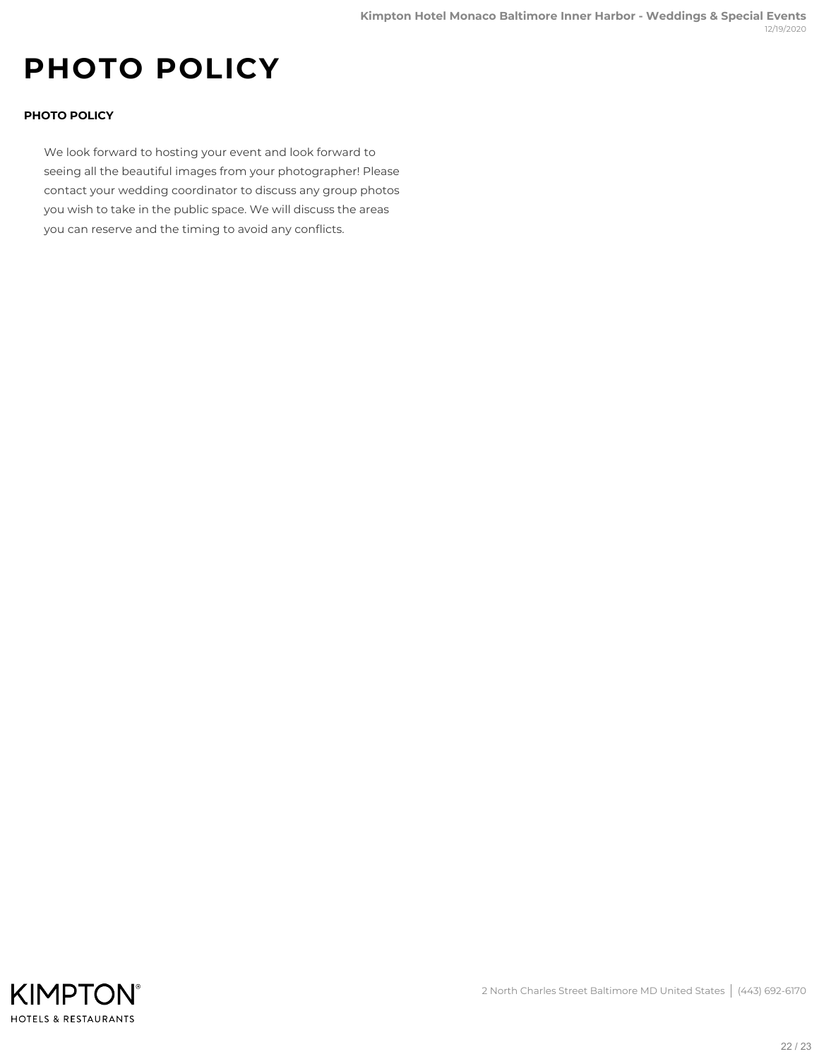# PHOTO POLICY

**PHOTO POLICY**

We look forward to hosting your event and look forward to seeing all the beautiful images from your photographer! Please contact your wedding coordinator to discuss any group photos you wish to take in the public space. We will discuss the areas you can reserve and the timing to avoid any conflicts.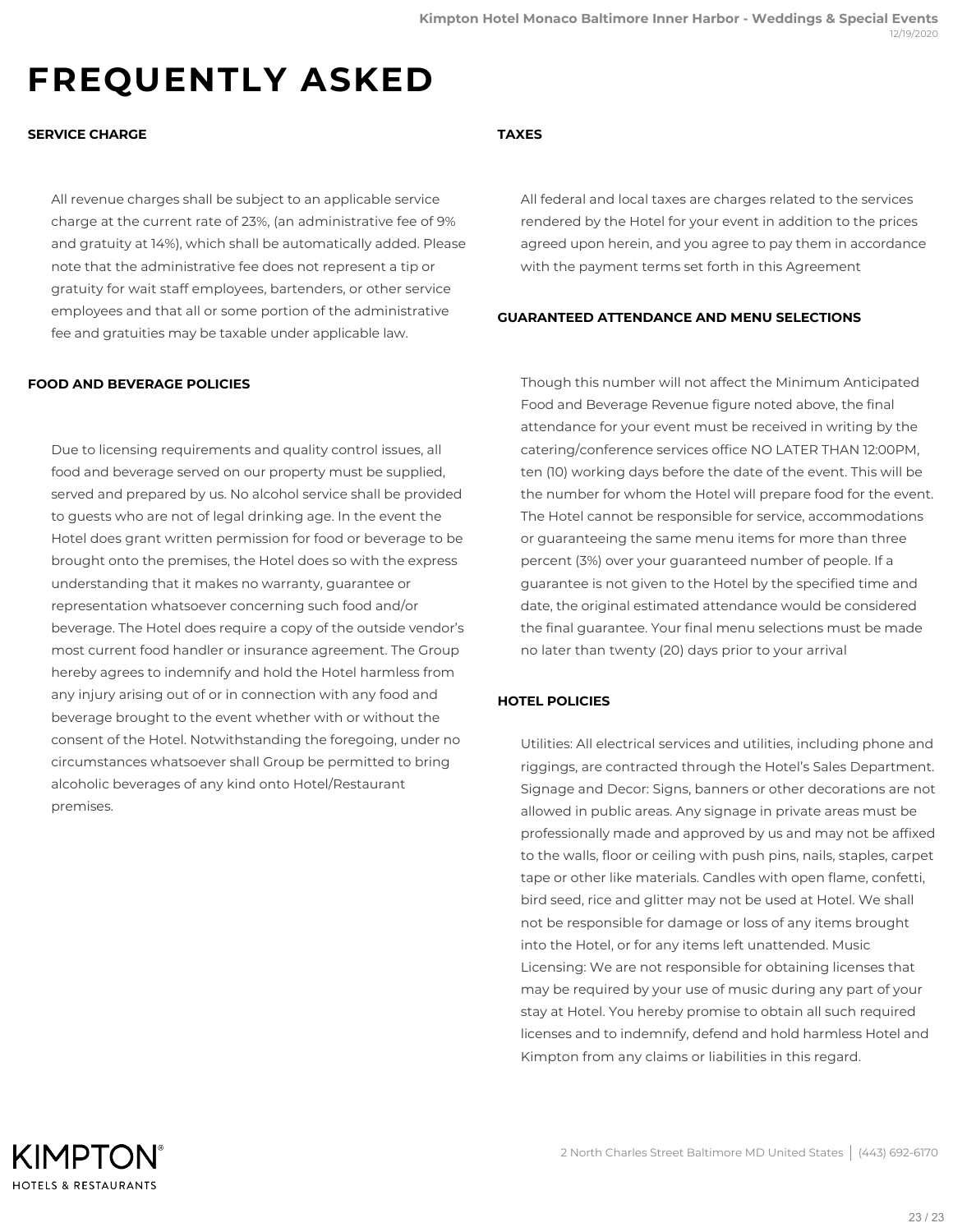# FREQUENTLY ASKED

**SERVICE CHARGE**

All revenue charges shall be subject to an applicable service charge at the current rate of 23%, (an administrative fee of 9% and gratuity at 14%), which shall be automatically added. Please note that the administrative fee does not represent a tip or gratuity for wait staff employees, bartenders, or other service employees and that all or some portion of the administrative fee and gratuities may be taxable under applicable law.

**FOOD AND BEVERAGE POLICIES**

Due to licensing requirements and quality control issues, all food and beverage served on our property must be supplied, served and prepared by us. No alcohol service shall be provided to guests who are not of legal drinking age. In the event the Hotel does grant written permission for food or beverage to be brought onto the premises, the Hotel does so with the express understanding that it makes no warranty, guarantee or representation whatsoever concerning such food and/or beverage. The Hotel does require a copy of the outside vendor's most current food handler or insurance agreement. The Group hereby agrees to indemnify and hold the Hotel harmless from any injury arising out of or in connection with any food and beverage brought to the event whether with or without the consent of the Hotel. Notwithstanding the foregoing, under no circumstances whatsoever shall Group be permitted to bring alcoholic beverages of any kind onto Hotel/Restaurant premises.

**TAXES**

All federal and local taxes are charges related to the services rendered by the Hotel for your event in addition to the prices agreed upon herein, and you agree to pay them in accordance with the payment terms set forth in this Agreement

**GUARANTEED ATTENDANCE AND MENU SELECTIONS**

Though this number will not affect the Minimum Anticipated Food and Beverage Revenue figure noted above, the final attendance for your event must be received in writing by the catering/conference services office NO LATER THAN 12:00PM, ten (10) working days before the date of the event. This will be the number for whom the Hotel will prepare food for the event. The Hotel cannot be responsible for service, accommodations or guaranteeing the same menu items for more than three percent (3%) over your guaranteed number of people. If a guarantee is not given to the Hotel by the specified time and date, the original estimated attendance would be considered the final guarantee. Your final menu selections must be made no later than twenty (20) days prior to your arrival

**HOTEL POLICIES**

Utilities: All electrical services and utilities, including phone and riggings, are contracted through the Hotel's Sales Department. Signage and Decor: Signs, banners or other decorations are not allowed in public areas. Any signage in private areas must be professionally made and approved by us and may not be affixed to the walls, floor or ceiling with push pins, nails, staples, carpet tape or other like materials. Candles with open flame, confetti, bird seed, rice and glitter may not be used at Hotel. We shall not be responsible for damage or loss of any items brought into the Hotel, or for any items left unattended. Music Licensing: We are not responsible for obtaining licenses that may be required by your use of music during any part of your stay at Hotel. You hereby promise to obtain all such required licenses and to indemnify, defend and hold harmless Hotel and Kimpton from any claims or liabilities in this regard.

KIMPTON® HOTELS & RESTAURANTS

2 North Charles Street Baltimore MD United States | (443) 692-6170